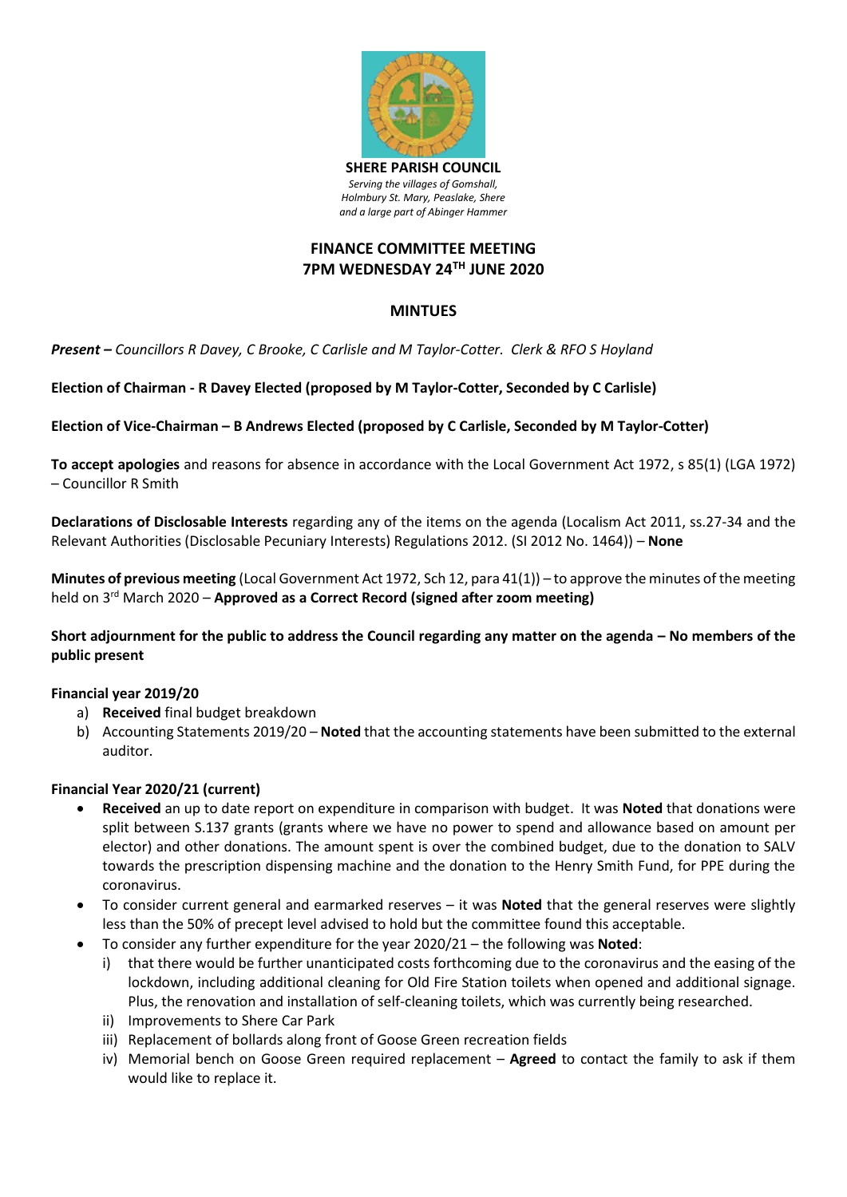**SHERE PARISH COUNCIL**

*Serving the villages of Gomshall, Holmbury St. Mary, Peaslake, Shere and a large part of Abinger Hammer*

# FINANCE COMMITTEE MEETING
# 7PM WEDNESDAY 24TH JUNE 2020

## MINTUES

***Present –*** *Councillors R Davey, C Brooke, C Carlisle and M Taylor-Cotter. Clerk & RFO S Hoyland*

**Election of Chairman - R Davey Elected (proposed by M Taylor-Cotter, Seconded by C Carlisle)**

**Election of Vice-Chairman – B Andrews Elected (proposed by C Carlisle, Seconded by M Taylor-Cotter)**

**To accept apologies** and reasons for absence in accordance with the Local Government Act 1972, s 85(1) (LGA 1972) – Councillor R Smith

**Declarations of Disclosable Interests** regarding any of the items on the agenda (Localism Act 2011, ss.27-34 and the Relevant Authorities (Disclosable Pecuniary Interests) Regulations 2012. (SI 2012 No. 1464)) – **None**

**Minutes of previous meeting** (Local Government Act 1972, Sch 12, para 41(1)) – to approve the minutes of the meeting held on 3rd March 2020 – **Approved as a Correct Record (signed after zoom meeting)**

**Short adjournment for the public to address the Council regarding any matter on the agenda – No members of the public present**

**Financial year 2019/20**

a) **Received** final budget breakdown
b) Accounting Statements 2019/20 – **Noted** that the accounting statements have been submitted to the external auditor.

**Financial Year 2020/21 (current)**

- **Received** an up to date report on expenditure in comparison with budget. It was **Noted** that donations were split between S.137 grants (grants where we have no power to spend and allowance based on amount per elector) and other donations. The amount spent is over the combined budget, due to the donation to SALV towards the prescription dispensing machine and the donation to the Henry Smith Fund, for PPE during the coronavirus.
- To consider current general and earmarked reserves – it was **Noted** that the general reserves were slightly less than the 50% of precept level advised to hold but the committee found this acceptable.
- To consider any further expenditure for the year 2020/21 – the following was **Noted**:
  i) that there would be further unanticipated costs forthcoming due to the coronavirus and the easing of the lockdown, including additional cleaning for Old Fire Station toilets when opened and additional signage. Plus, the renovation and installation of self-cleaning toilets, which was currently being researched.
  ii) Improvements to Shere Car Park
  iii) Replacement of bollards along front of Goose Green recreation fields
  iv) Memorial bench on Goose Green required replacement – **Agreed** to contact the family to ask if them would like to replace it.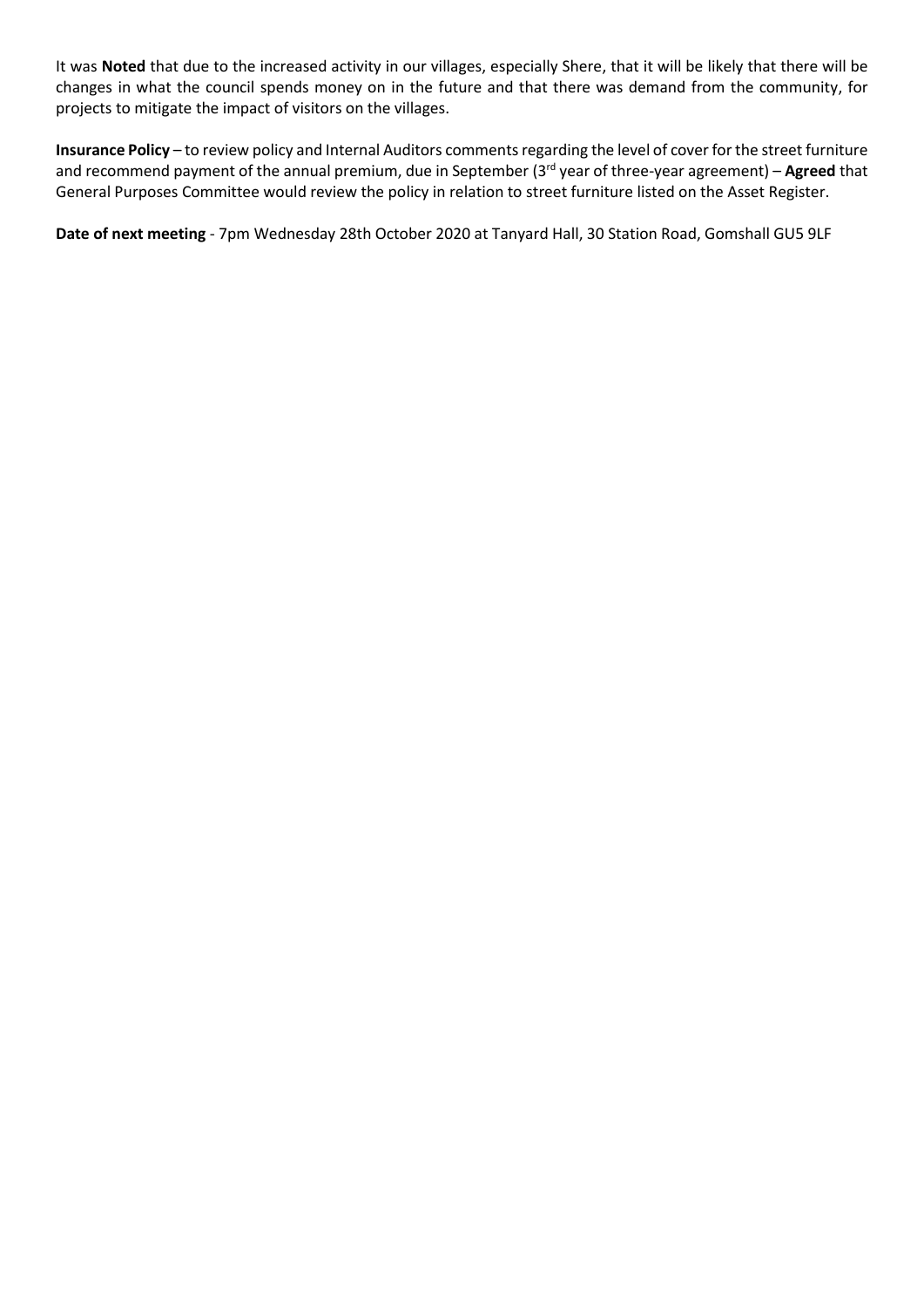It was **Noted** that due to the increased activity in our villages, especially Shere, that it will be likely that there will be changes in what the council spends money on in the future and that there was demand from the community, for projects to mitigate the impact of visitors on the villages.

**Insurance Policy** – to review policy and Internal Auditors comments regarding the level of cover for the street furniture and recommend payment of the annual premium, due in September (3rd year of three-year agreement) – **Agreed** that General Purposes Committee would review the policy in relation to street furniture listed on the Asset Register.

**Date of next meeting** - 7pm Wednesday 28th October 2020 at Tanyard Hall, 30 Station Road, Gomshall GU5 9LF